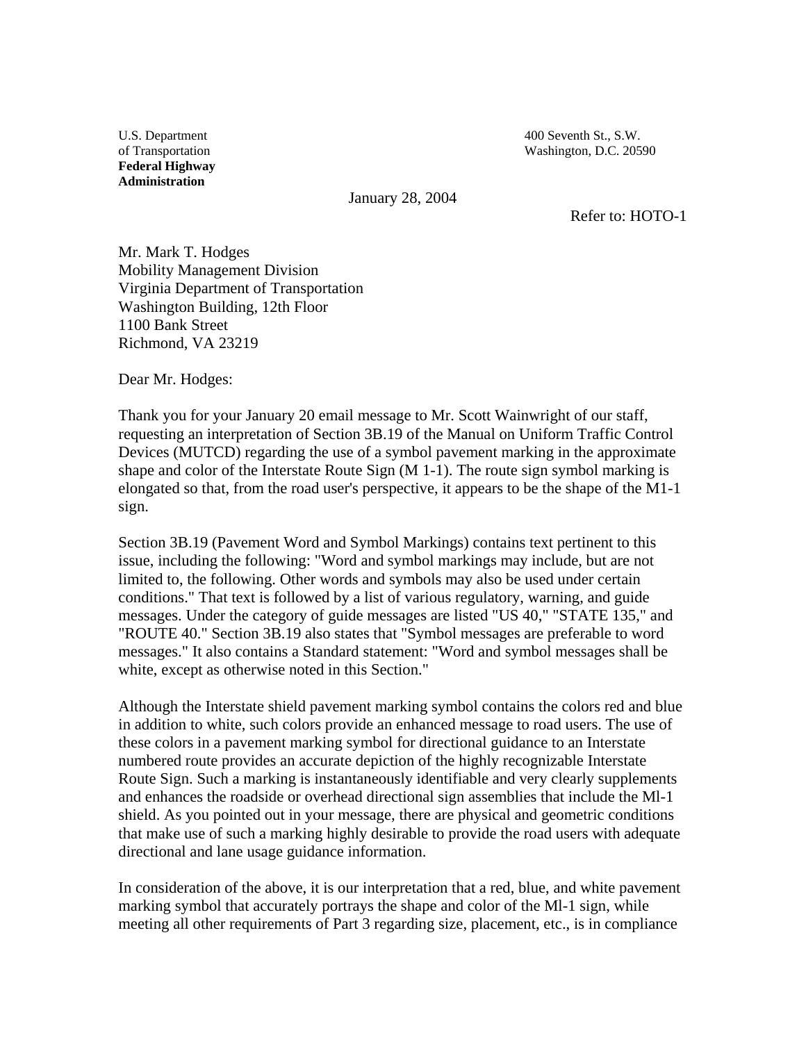U.S. Department
of Transportation
**Federal Highway**
**Administration**

400 Seventh St., S.W.
Washington, D.C. 20590

January 28, 2004

Refer to: HOTO-1

Mr. Mark T. Hodges
Mobility Management Division
Virginia Department of Transportation
Washington Building, 12th Floor
1100 Bank Street
Richmond, VA 23219

Dear Mr. Hodges:

Thank you for your January 20 email message to Mr. Scott Wainwright of our staff, requesting an interpretation of Section 3B.19 of the Manual on Uniform Traffic Control Devices (MUTCD) regarding the use of a symbol pavement marking in the approximate shape and color of the Interstate Route Sign (M 1-1). The route sign symbol marking is elongated so that, from the road user's perspective, it appears to be the shape of the M1-1 sign.

Section 3B.19 (Pavement Word and Symbol Markings) contains text pertinent to this issue, including the following: "Word and symbol markings may include, but are not limited to, the following. Other words and symbols may also be used under certain conditions." That text is followed by a list of various regulatory, warning, and guide messages. Under the category of guide messages are listed "US 40," "STATE 135," and "ROUTE 40." Section 3B.19 also states that "Symbol messages are preferable to word messages." It also contains a Standard statement: "Word and symbol messages shall be white, except as otherwise noted in this Section."

Although the Interstate shield pavement marking symbol contains the colors red and blue in addition to white, such colors provide an enhanced message to road users. The use of these colors in a pavement marking symbol for directional guidance to an Interstate numbered route provides an accurate depiction of the highly recognizable Interstate Route Sign. Such a marking is instantaneously identifiable and very clearly supplements and enhances the roadside or overhead directional sign assemblies that include the Ml-1 shield. As you pointed out in your message, there are physical and geometric conditions that make use of such a marking highly desirable to provide the road users with adequate directional and lane usage guidance information.

In consideration of the above, it is our interpretation that a red, blue, and white pavement marking symbol that accurately portrays the shape and color of the Ml-1 sign, while meeting all other requirements of Part 3 regarding size, placement, etc., is in compliance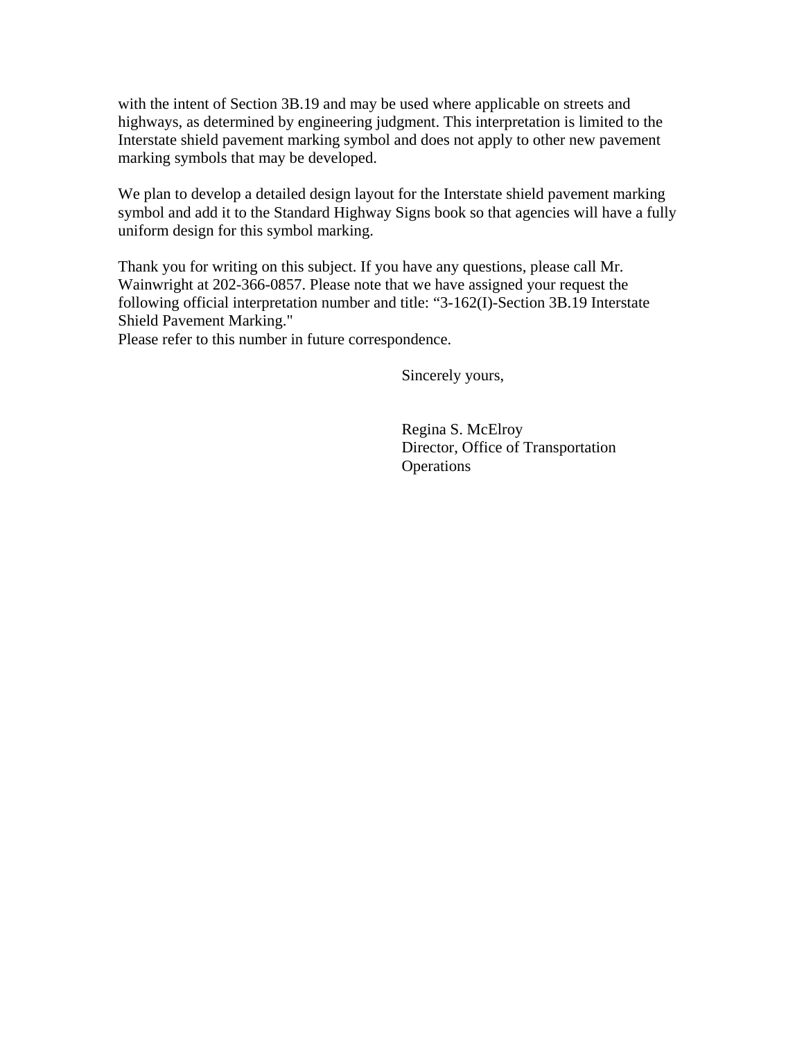with the intent of Section 3B.19 and may be used where applicable on streets and highways, as determined by engineering judgment. This interpretation is limited to the Interstate shield pavement marking symbol and does not apply to other new pavement marking symbols that may be developed.

We plan to develop a detailed design layout for the Interstate shield pavement marking symbol and add it to the Standard Highway Signs book so that agencies will have a fully uniform design for this symbol marking.

Thank you for writing on this subject. If you have any questions, please call Mr. Wainwright at 202-366-0857. Please note that we have assigned your request the following official interpretation number and title: “3-162(I)-Section 3B.19 Interstate Shield Pavement Marking."
Please refer to this number in future correspondence.

Sincerely yours,

Regina S. McElroy
Director, Office of Transportation Operations